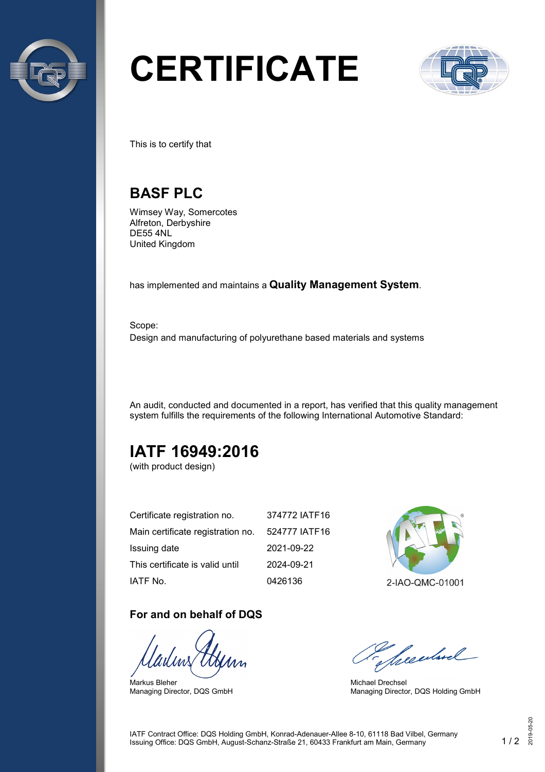# CERTIFICATE

This is to certify that

## BASF PLC

Wimsey Way, Somercotes
Alfreton, Derbyshire
DE55 4NL
United Kingdom

has implemented and maintains a **Quality Management System**.

Scope:
Design and manufacturing of polyurethane based materials and systems

An audit, conducted and documented in a report, has verified that this quality management system fulfills the requirements of the following International Automotive Standard:

## IATF 16949:2016

(with product design)

| | |
|---|---|
| Certificate registration no. | 374772 IATF16 |
| Main certificate registration no. | 524777 IATF16 |
| Issuing date | 2021-09-22 |
| This certificate is valid until | 2024-09-21 |
| IATF No. | 0426136 |

2-IAO-QMC-01001

### For and on behalf of DQS

Markus Bleher
Managing Director, DQS GmbH

Michael Drechsel
Managing Director, DQS Holding GmbH

IATF Contract Office: DQS Holding GmbH, Konrad-Adenauer-Allee 8-10, 61118 Bad Vilbel, Germany
Issuing Office: DQS GmbH, August-Schanz-Straße 21, 60433 Frankfurt am Main, Germany

2019-05-20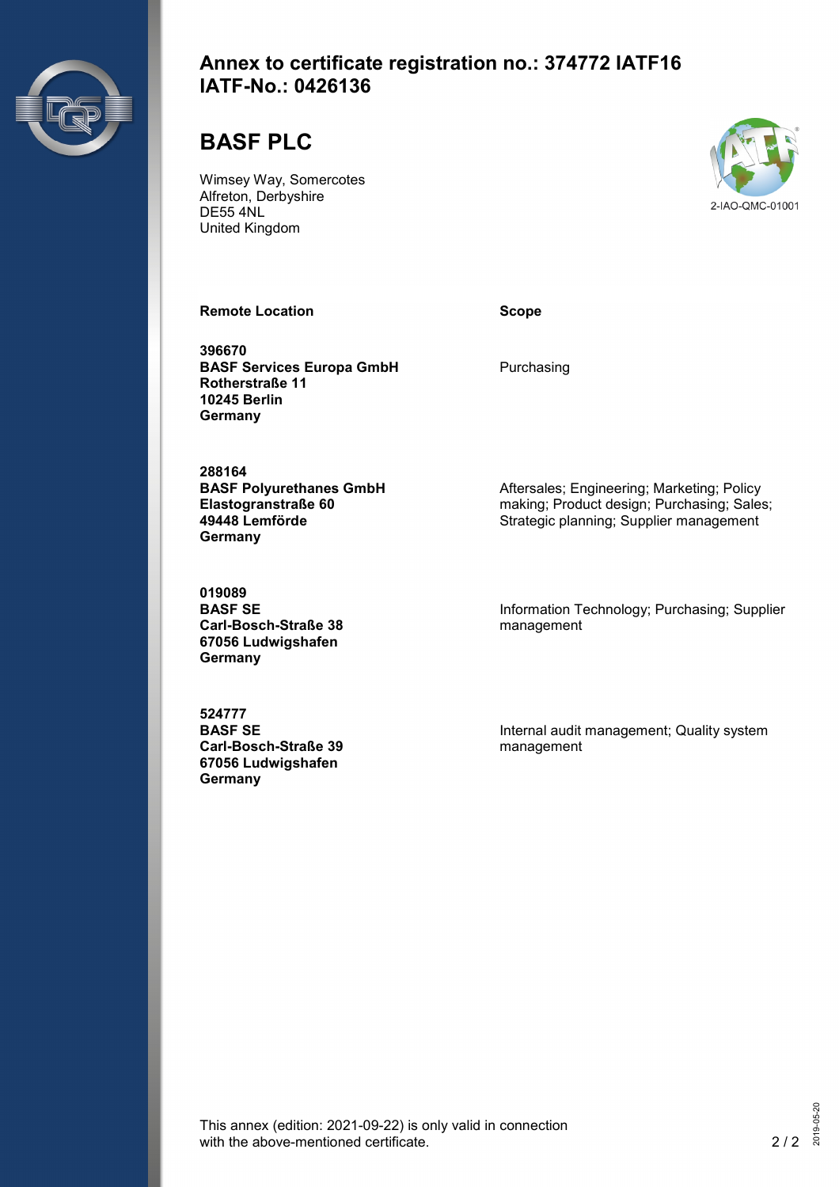# Annex to certificate registration no.: 374772 IATF16
# IATF-No.: 0426136

## BASF PLC

Wimsey Way, Somercotes
Alfreton, Derbyshire
DE55 4NL
United Kingdom

2-IAO-QMC-01001

| Remote Location | Scope |
|---|---|
| **396670**<br>**BASF Services Europa GmbH**<br>**Rotherstraße 11**<br>**10245 Berlin**<br>**Germany** | Purchasing |
| **288164**<br>**BASF Polyurethanes GmbH**<br>**Elastogranstraße 60**<br>**49448 Lemförde**<br>**Germany** | Aftersales; Engineering; Marketing; Policy making; Product design; Purchasing; Sales; Strategic planning; Supplier management |
| **019089**<br>**BASF SE**<br>**Carl-Bosch-Straße 38**<br>**67056 Ludwigshafen**<br>**Germany** | Information Technology; Purchasing; Supplier management |
| **524777**<br>**BASF SE**<br>**Carl-Bosch-Straße 39**<br>**67056 Ludwigshafen**<br>**Germany** | Internal audit management; Quality system management |

This annex (edition: 2021-09-22) is only valid in connection with the above-mentioned certificate.

2019-05-20